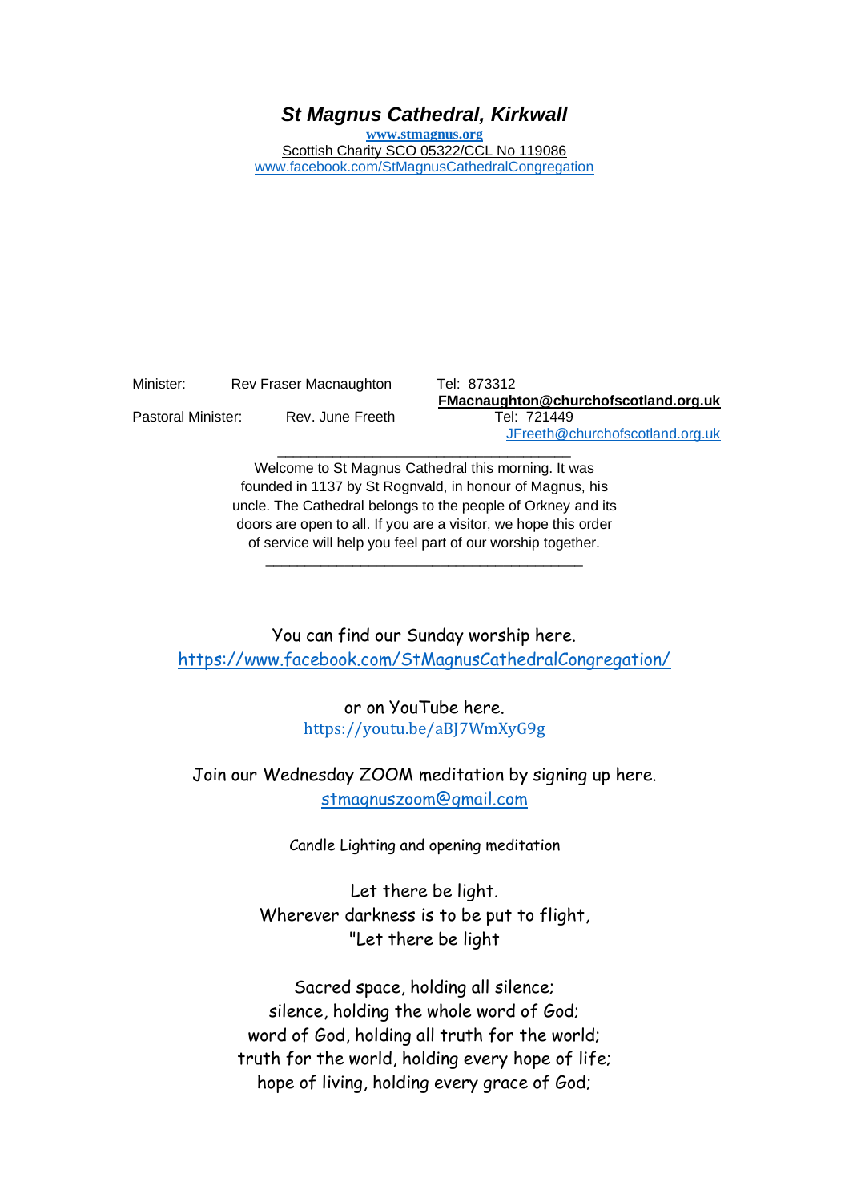# *St Magnus Cathedral, Kirkwall*

**www.stmagnus.org**

Scottish Charity SCO 05322/CCL No 119086

www.facebook.com/StMagnusCathedralCongregation

Minister: Rev Fraser Macnaughton Tel: 873312
**FMacnaughton@churchofscotland.org.uk**

Pastoral Minister: Rev. June Freeth Tel: 721449
JFreeth@churchofscotland.org.uk

---

Welcome to St Magnus Cathedral this morning. It was founded in 1137 by St Rognvald, in honour of Magnus, his uncle. The Cathedral belongs to the people of Orkney and its doors are open to all. If you are a visitor, we hope this order of service will help you feel part of our worship together.

---

You can find our Sunday worship here.
https://www.facebook.com/StMagnusCathedralCongregation/

or on YouTube here.
https://youtu.be/aBJ7WmXyG9g

Join our Wednesday ZOOM meditation by signing up here.
stmagnuszoom@gmail.com

Candle Lighting and opening meditation

Let there be light.
Wherever darkness is to be put to flight,
"Let there be light

Sacred space, holding all silence;
silence, holding the whole word of God;
word of God, holding all truth for the world;
truth for the world, holding every hope of life;
hope of living, holding every grace of God;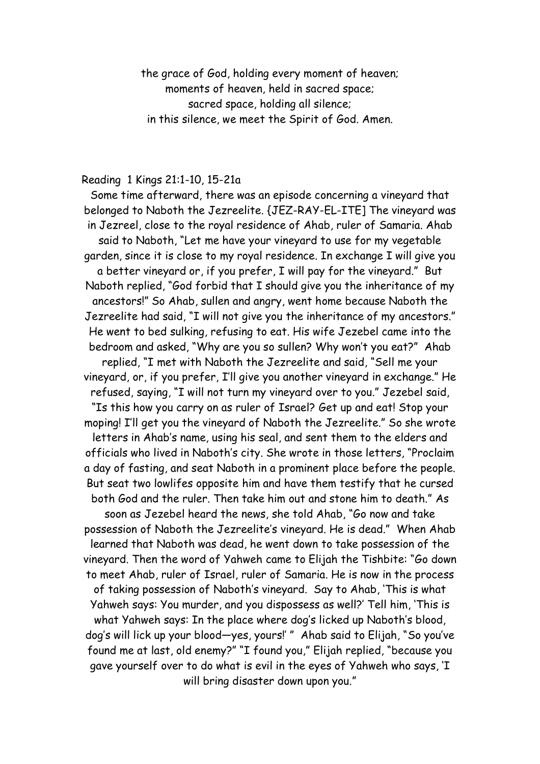the grace of God, holding every moment of heaven;
moments of heaven, held in sacred space;
sacred space, holding all silence;
in this silence, we meet the Spirit of God. Amen.

Reading 1 Kings 21:1-10, 15-21a

Some time afterward, there was an episode concerning a vineyard that belonged to Naboth the Jezreelite. {JEZ-RAY-EL-ITE} The vineyard was in Jezreel, close to the royal residence of Ahab, ruler of Samaria. Ahab said to Naboth, "Let me have your vineyard to use for my vegetable garden, since it is close to my royal residence. In exchange I will give you a better vineyard or, if you prefer, I will pay for the vineyard." But Naboth replied, "God forbid that I should give you the inheritance of my ancestors!" So Ahab, sullen and angry, went home because Naboth the Jezreelite had said, "I will not give you the inheritance of my ancestors." He went to bed sulking, refusing to eat. His wife Jezebel came into the bedroom and asked, "Why are you so sullen? Why won't you eat?" Ahab replied, "I met with Naboth the Jezreelite and said, "Sell me your vineyard, or, if you prefer, I'll give you another vineyard in exchange." He refused, saying, "I will not turn my vineyard over to you." Jezebel said, "Is this how you carry on as ruler of Israel? Get up and eat! Stop your moping! I'll get you the vineyard of Naboth the Jezreelite." So she wrote letters in Ahab's name, using his seal, and sent them to the elders and officials who lived in Naboth's city. She wrote in those letters, "Proclaim a day of fasting, and seat Naboth in a prominent place before the people. But seat two lowlifes opposite him and have them testify that he cursed both God and the ruler. Then take him out and stone him to death." As soon as Jezebel heard the news, she told Ahab, "Go now and take possession of Naboth the Jezreelite's vineyard. He is dead." When Ahab learned that Naboth was dead, he went down to take possession of the vineyard. Then the word of Yahweh came to Elijah the Tishbite: "Go down to meet Ahab, ruler of Israel, ruler of Samaria. He is now in the process of taking possession of Naboth's vineyard. Say to Ahab, 'This is what Yahweh says: You murder, and you dispossess as well?' Tell him, 'This is what Yahweh says: In the place where dog's licked up Naboth's blood, dog's will lick up your blood—yes, yours!' " Ahab said to Elijah, "So you've found me at last, old enemy?" "I found you," Elijah replied, "because you gave yourself over to do what is evil in the eyes of Yahweh who says, 'I will bring disaster down upon you."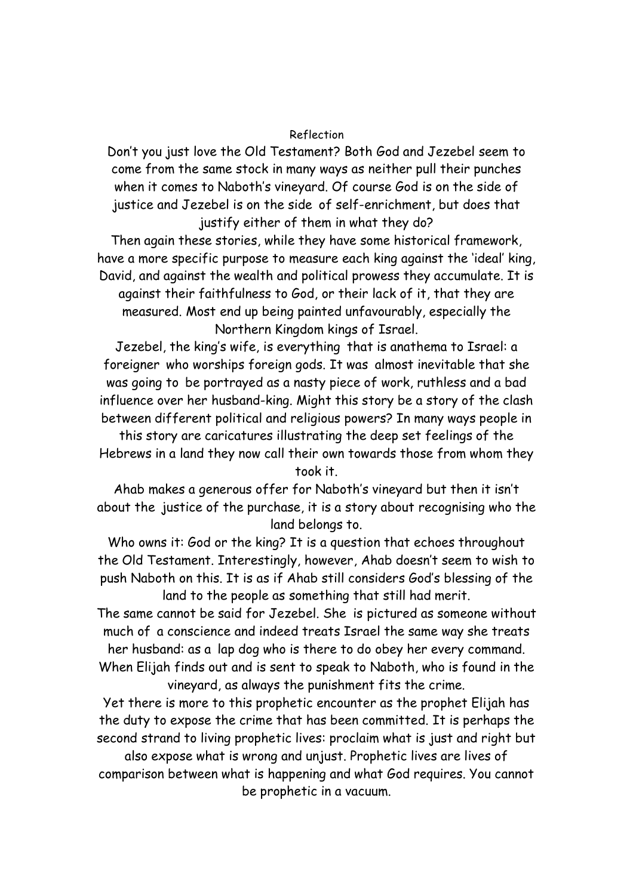## Reflection

Don't you just love the Old Testament? Both God and Jezebel seem to come from the same stock in many ways as neither pull their punches when it comes to Naboth's vineyard. Of course God is on the side of justice and Jezebel is on the side of self-enrichment, but does that justify either of them in what they do?

Then again these stories, while they have some historical framework, have a more specific purpose to measure each king against the 'ideal' king, David, and against the wealth and political prowess they accumulate. It is against their faithfulness to God, or their lack of it, that they are measured. Most end up being painted unfavourably, especially the Northern Kingdom kings of Israel.

Jezebel, the king's wife, is everything that is anathema to Israel: a foreigner who worships foreign gods. It was almost inevitable that she was going to be portrayed as a nasty piece of work, ruthless and a bad influence over her husband-king. Might this story be a story of the clash between different political and religious powers? In many ways people in this story are caricatures illustrating the deep set feelings of the Hebrews in a land they now call their own towards those from whom they took it.

Ahab makes a generous offer for Naboth's vineyard but then it isn't about the justice of the purchase, it is a story about recognising who the land belongs to.

Who owns it: God or the king? It is a question that echoes throughout the Old Testament. Interestingly, however, Ahab doesn't seem to wish to push Naboth on this. It is as if Ahab still considers God's blessing of the land to the people as something that still had merit.

The same cannot be said for Jezebel. She is pictured as someone without much of a conscience and indeed treats Israel the same way she treats her husband: as a lap dog who is there to do obey her every command.

When Elijah finds out and is sent to speak to Naboth, who is found in the vineyard, as always the punishment fits the crime.

Yet there is more to this prophetic encounter as the prophet Elijah has the duty to expose the crime that has been committed. It is perhaps the second strand to living prophetic lives: proclaim what is just and right but also expose what is wrong and unjust. Prophetic lives are lives of comparison between what is happening and what God requires. You cannot be prophetic in a vacuum.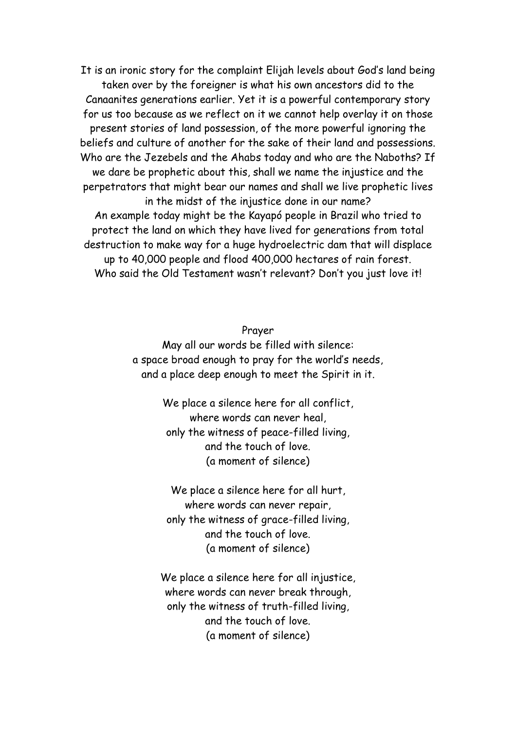It is an ironic story for the complaint Elijah levels about God's land being taken over by the foreigner is what his own ancestors did to the Canaanites generations earlier. Yet it is a powerful contemporary story for us too because as we reflect on it we cannot help overlay it on those present stories of land possession, of the more powerful ignoring the beliefs and culture of another for the sake of their land and possessions. Who are the Jezebels and the Ahabs today and who are the Naboths? If we dare be prophetic about this, shall we name the injustice and the perpetrators that might bear our names and shall we live prophetic lives in the midst of the injustice done in our name?

An example today might be the Kayapó people in Brazil who tried to protect the land on which they have lived for generations from total destruction to make way for a huge hydroelectric dam that will displace up to 40,000 people and flood 400,000 hectares of rain forest.

Who said the Old Testament wasn't relevant? Don't you just love it!

Prayer

May all our words be filled with silence:
a space broad enough to pray for the world's needs,
and a place deep enough to meet the Spirit in it.

We place a silence here for all conflict,
where words can never heal,
only the witness of peace-filled living,
and the touch of love.
(a moment of silence)

We place a silence here for all hurt,
where words can never repair,
only the witness of grace-filled living,
and the touch of love.
(a moment of silence)

We place a silence here for all injustice,
where words can never break through,
only the witness of truth-filled living,
and the touch of love.
(a moment of silence)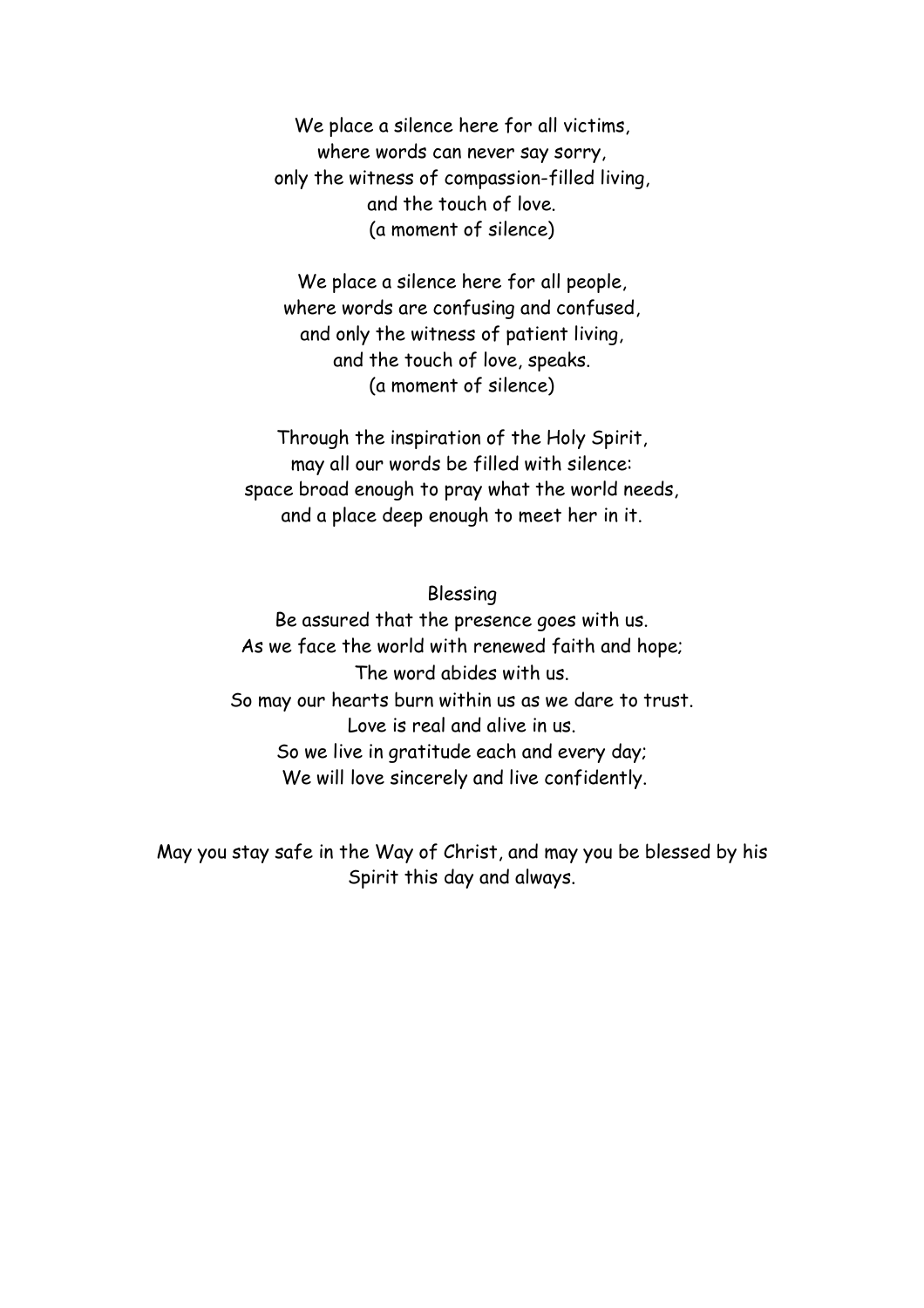We place a silence here for all victims,  
where words can never say sorry,  
only the witness of compassion-filled living,  
and the touch of love.  
(a moment of silence)

We place a silence here for all people,  
where words are confusing and confused,  
and only the witness of patient living,  
and the touch of love, speaks.  
(a moment of silence)

Through the inspiration of the Holy Spirit,  
may all our words be filled with silence:  
space broad enough to pray what the world needs,  
and a place deep enough to meet her in it.

Blessing

Be assured that the presence goes with us.  
As we face the world with renewed faith and hope;  
The word abides with us.  
So may our hearts burn within us as we dare to trust.  
Love is real and alive in us.  
So we live in gratitude each and every day;  
We will love sincerely and live confidently.

May you stay safe in the Way of Christ, and may you be blessed by his Spirit this day and always.